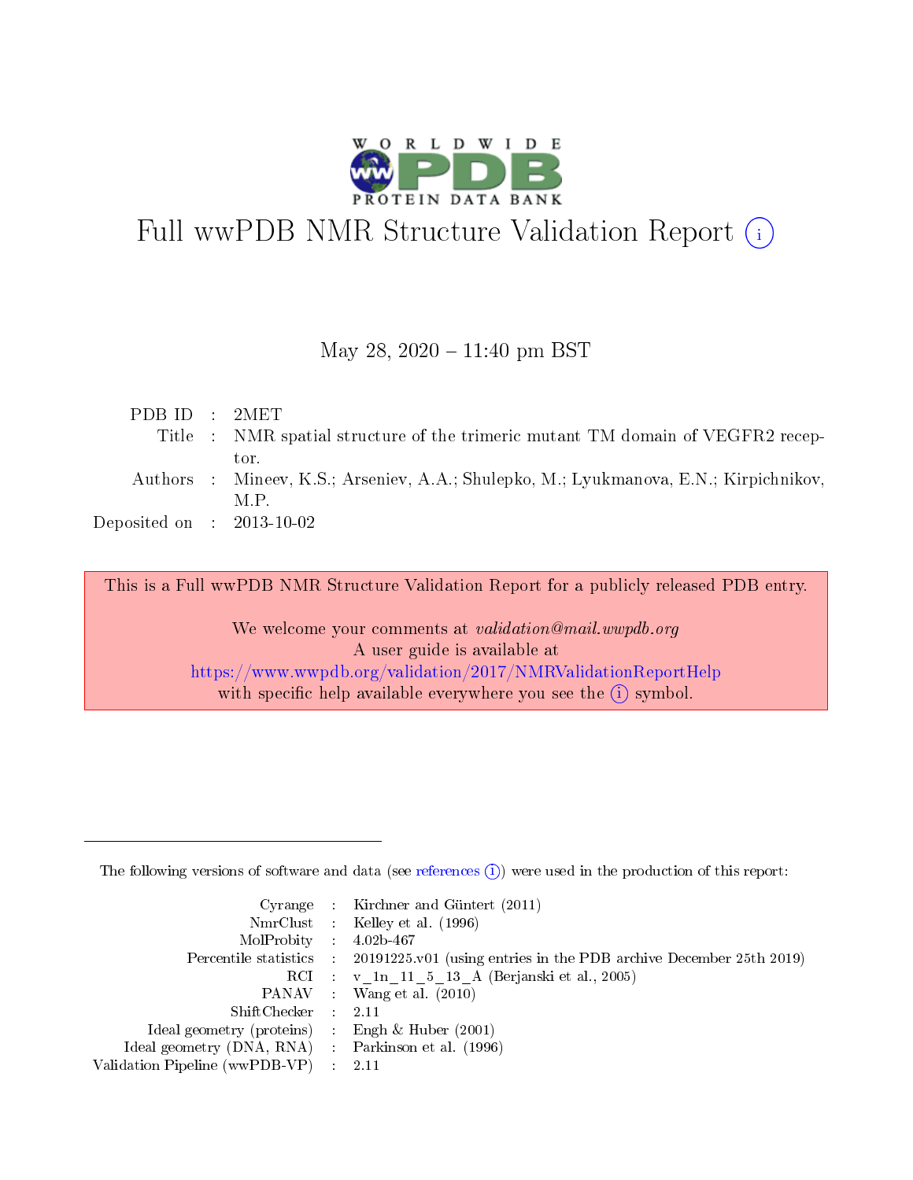# Full wwPDB NMR Structure Validation Report (i)

May 28, 2020 – 11:40 pm BST

| | | |
|---|---|---|
| PDB ID | : | 2MET |
| Title | : | NMR spatial structure of the trimeric mutant TM domain of VEGFR2 receptor. |
| Authors | : | Mineev, K.S.; Arseniev, A.A.; Shulepko, M.; Lyukmanova, E.N.; Kirpichnikov, M.P. |
| Deposited on | : | 2013-10-02 |

This is a Full wwPDB NMR Structure Validation Report for a publicly released PDB entry.

We welcome your comments at *validation@mail.wwpdb.org*
A user guide is available at
https://www.wwpdb.org/validation/2017/NMRValidationReportHelp
with specific help available everywhere you see the (i) symbol.

---

The following versions of software and data (see references (i)) were used in the production of this report:

| | | |
|---|---|---|
| Cyrange | : | Kirchner and Güntert (2011) |
| NmrClust | : | Kelley et al. (1996) |
| MolProbity | : | 4.02b-467 |
| Percentile statistics | : | 20191225.v01 (using entries in the PDB archive December 25th 2019) |
| RCI | : | v_1n_11_5_13_A (Berjanski et al., 2005) |
| PANAV | : | Wang et al. (2010) |
| ShiftChecker | : | 2.11 |
| Ideal geometry (proteins) | : | Engh & Huber (2001) |
| Ideal geometry (DNA, RNA) | : | Parkinson et al. (1996) |
| Validation Pipeline (wwPDB-VP) | : | 2.11 |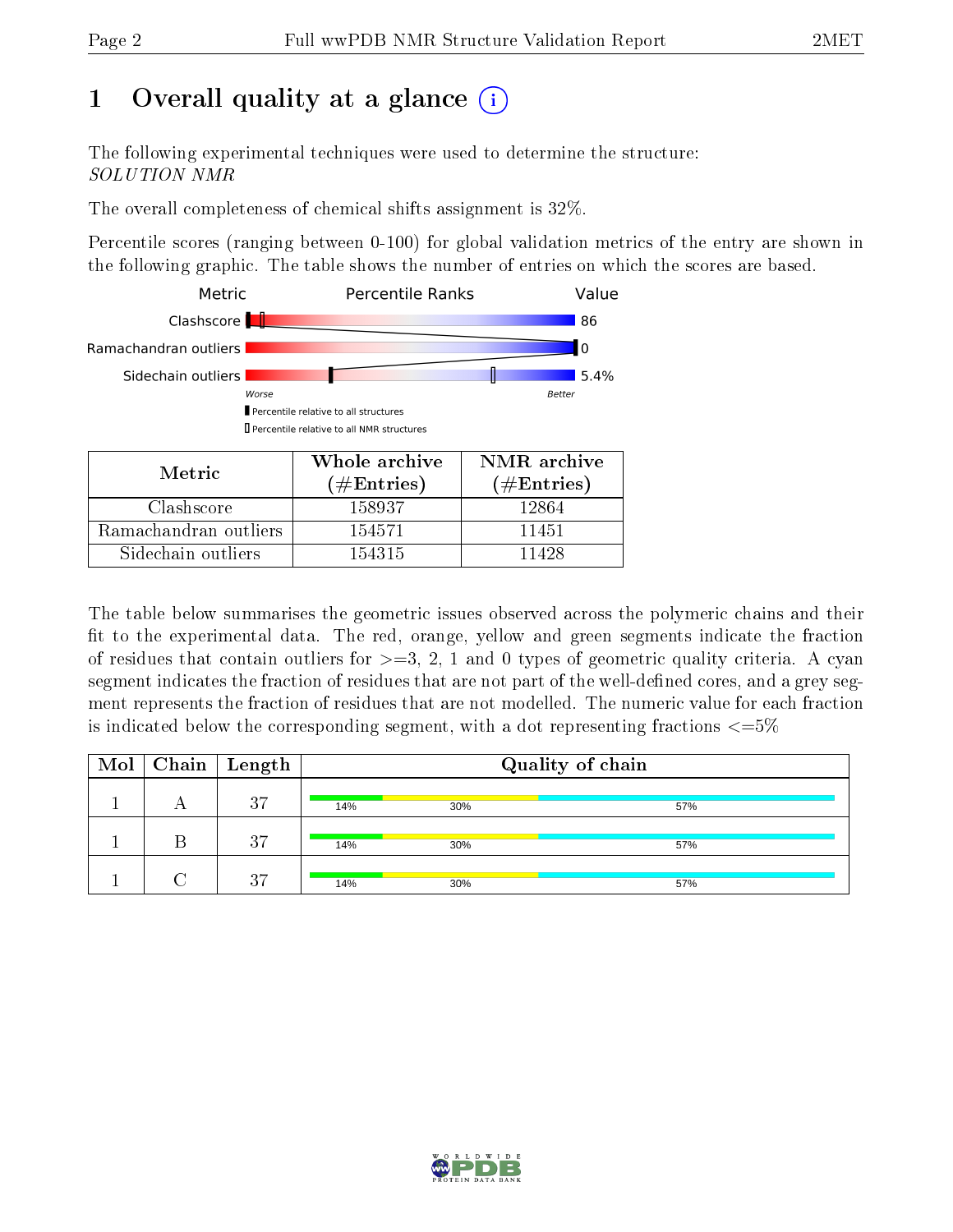# 1 Overall quality at a glance (i)

The following experimental techniques were used to determine the structure:
*SOLUTION NMR*

The overall completeness of chemical shifts assignment is 32%.

Percentile scores (ranging between 0-100) for global validation metrics of the entry are shown in the following graphic. The table shows the number of entries on which the scores are based.

| Metric | Value |
|---|---|
| Clashscore | 86 |
| Ramachandran outliers | 0 |
| Sidechain outliers | 5.4% |

Worse — Better

▮ Percentile relative to all structures

▯ Percentile relative to all NMR structures

| Metric | Whole archive (#Entries) | NMR archive (#Entries) |
|---|---|---|
| Clashscore | 158937 | 12864 |
| Ramachandran outliers | 154571 | 11451 |
| Sidechain outliers | 154315 | 11428 |

The table below summarises the geometric issues observed across the polymeric chains and their fit to the experimental data. The red, orange, yellow and green segments indicate the fraction of residues that contain outliers for >=3, 2, 1 and 0 types of geometric quality criteria. A cyan segment indicates the fraction of residues that are not part of the well-defined cores, and a grey segment represents the fraction of residues that are not modelled. The numeric value for each fraction is indicated below the corresponding segment, with a dot representing fractions <=5%

| Mol | Chain | Length | Quality of chain |
|---|---|---|---|
| 1 | A | 37 | 14% 30% 57% |
| 1 | B | 37 | 14% 30% 57% |
| 1 | C | 37 | 14% 30% 57% |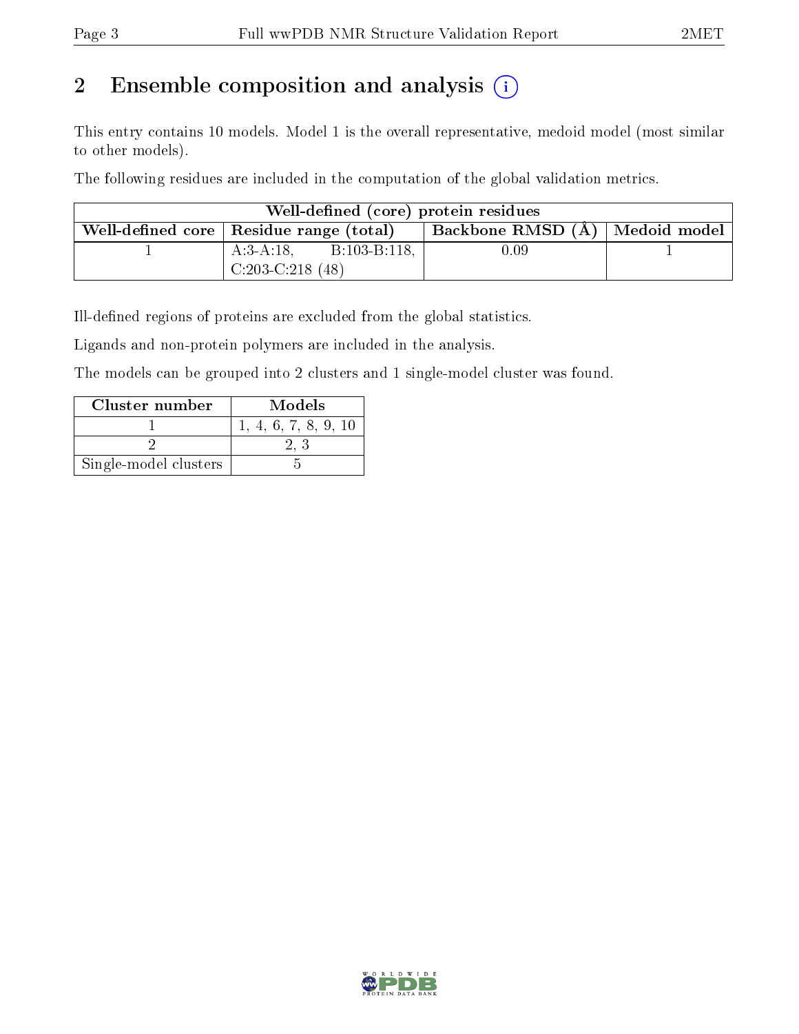## 2 Ensemble composition and analysis (i)

This entry contains 10 models. Model 1 is the overall representative, medoid model (most similar to other models).

The following residues are included in the computation of the global validation metrics.

| Well-defined (core) protein residues | | | |
|---|---|---|---|
| Well-defined core | Residue range (total) | Backbone RMSD (Å) | Medoid model |
| 1 | A:3-A:18, B:103-B:118, C:203-C:218 (48) | 0.09 | 1 |

Ill-defined regions of proteins are excluded from the global statistics.

Ligands and non-protein polymers are included in the analysis.

The models can be grouped into 2 clusters and 1 single-model cluster was found.

| Cluster number | Models |
|---|---|
| 1 | 1, 4, 6, 7, 8, 9, 10 |
| 2 | 2, 3 |
| Single-model clusters | 5 |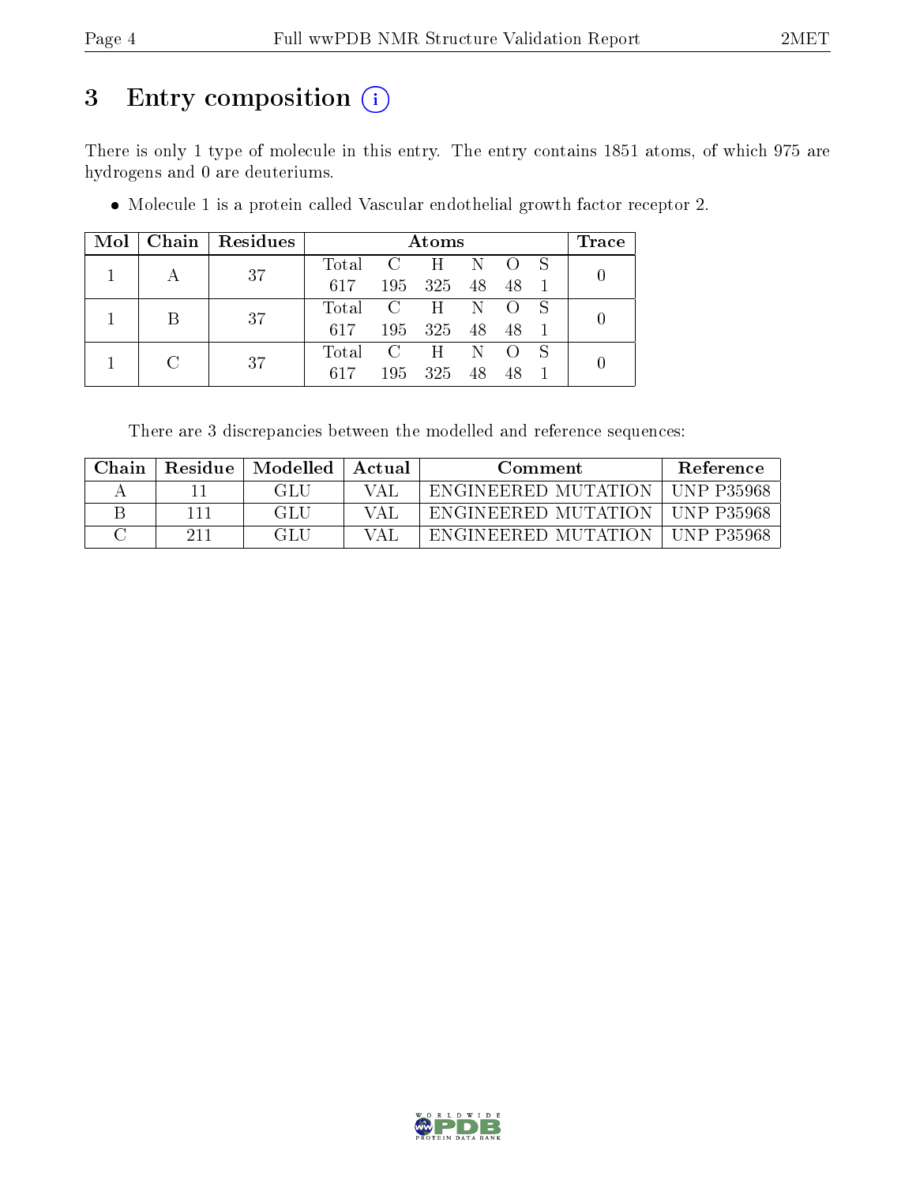# 3 Entry composition (i)

There is only 1 type of molecule in this entry. The entry contains 1851 atoms, of which 975 are hydrogens and 0 are deuteriums.

- Molecule 1 is a protein called Vascular endothelial growth factor receptor 2.

| Mol | Chain | Residues | Atoms | | | | | | Trace |
|---|---|---|---|---|---|---|---|---|---|
| 1 | A | 37 | Total | C | H | N | O | S | 0 |
| | | | 617 | 195 | 325 | 48 | 48 | 1 | |
| 1 | B | 37 | Total | C | H | N | O | S | 0 |
| | | | 617 | 195 | 325 | 48 | 48 | 1 | |
| 1 | C | 37 | Total | C | H | N | O | S | 0 |
| | | | 617 | 195 | 325 | 48 | 48 | 1 | |

There are 3 discrepancies between the modelled and reference sequences:

| Chain | Residue | Modelled | Actual | Comment | Reference |
|---|---|---|---|---|---|
| A | 11 | GLU | VAL | ENGINEERED MUTATION | UNP P35968 |
| B | 111 | GLU | VAL | ENGINEERED MUTATION | UNP P35968 |
| C | 211 | GLU | VAL | ENGINEERED MUTATION | UNP P35968 |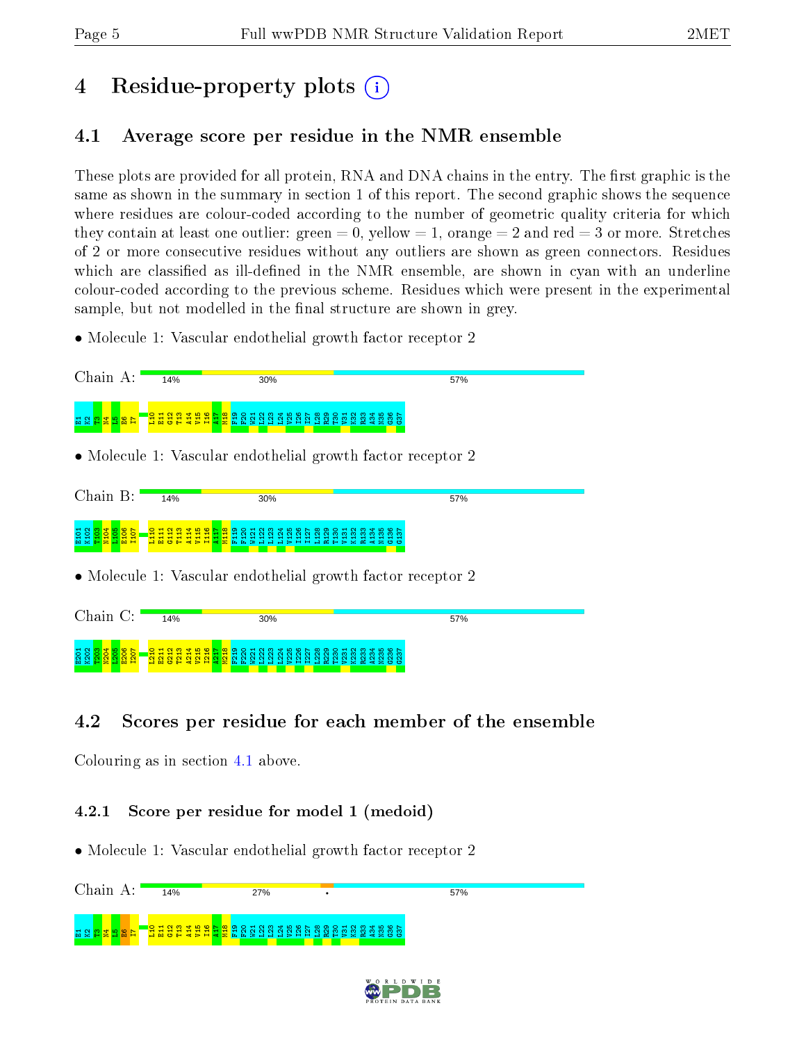# 4 Residue-property plots

## 4.1 Average score per residue in the NMR ensemble

These plots are provided for all protein, RNA and DNA chains in the entry. The first graphic is the same as shown in the summary in section 1 of this report. The second graphic shows the sequence where residues are colour-coded according to the number of geometric quality criteria for which they contain at least one outlier: green = 0, yellow = 1, orange = 2 and red = 3 or more. Stretches of 2 or more consecutive residues without any outliers are shown as green connectors. Residues which are classified as ill-defined in the NMR ensemble, are shown in cyan with an underline colour-coded according to the previous scheme. Residues which were present in the experimental sample, but not modelled in the final structure are shown in grey.

- Molecule 1: Vascular endothelial growth factor receptor 2

Chain A: 14% 30% 57%

E1 K2 T3 N4 L5 E6 I7 L10 E11 G12 T13 A14 V15 I16 A17 M18 F19 F20 W21 L22 L23 L24 V25 I26 I27 L28 R29 T30 V31 K32 R33 A34 N35 G36 G37

- Molecule 1: Vascular endothelial growth factor receptor 2

Chain B: 14% 30% 57%

E101 K102 T103 N104 L105 E106 I107 L110 E111 G112 T113 A114 V115 I116 A117 M118 F119 F120 W121 L122 L123 L124 V125 I126 I127 L128 R129 T130 V131 K132 R133 A134 N135 G136 G137

- Molecule 1: Vascular endothelial growth factor receptor 2

Chain C: 14% 30% 57%

E201 K202 T203 N204 L205 E206 I207 L210 E211 G212 T213 A214 V215 I216 A217 M218 F219 F220 W221 L222 L223 L224 V225 I226 I227 L228 R229 T230 V231 K232 R233 A234 N235 G236 G237

## 4.2 Scores per residue for each member of the ensemble

Colouring as in section 4.1 above.

### 4.2.1 Score per residue for model 1 (medoid)

- Molecule 1: Vascular endothelial growth factor receptor 2

Chain A: 14% 27% • 57%

E1 K2 T3 N4 L5 E6 I7 L10 E11 G12 T13 A14 V15 I16 A17 M18 F19 F20 W21 L22 L23 L24 V25 I26 I27 L28 R29 T30 V31 K32 R33 A34 N35 G36 G37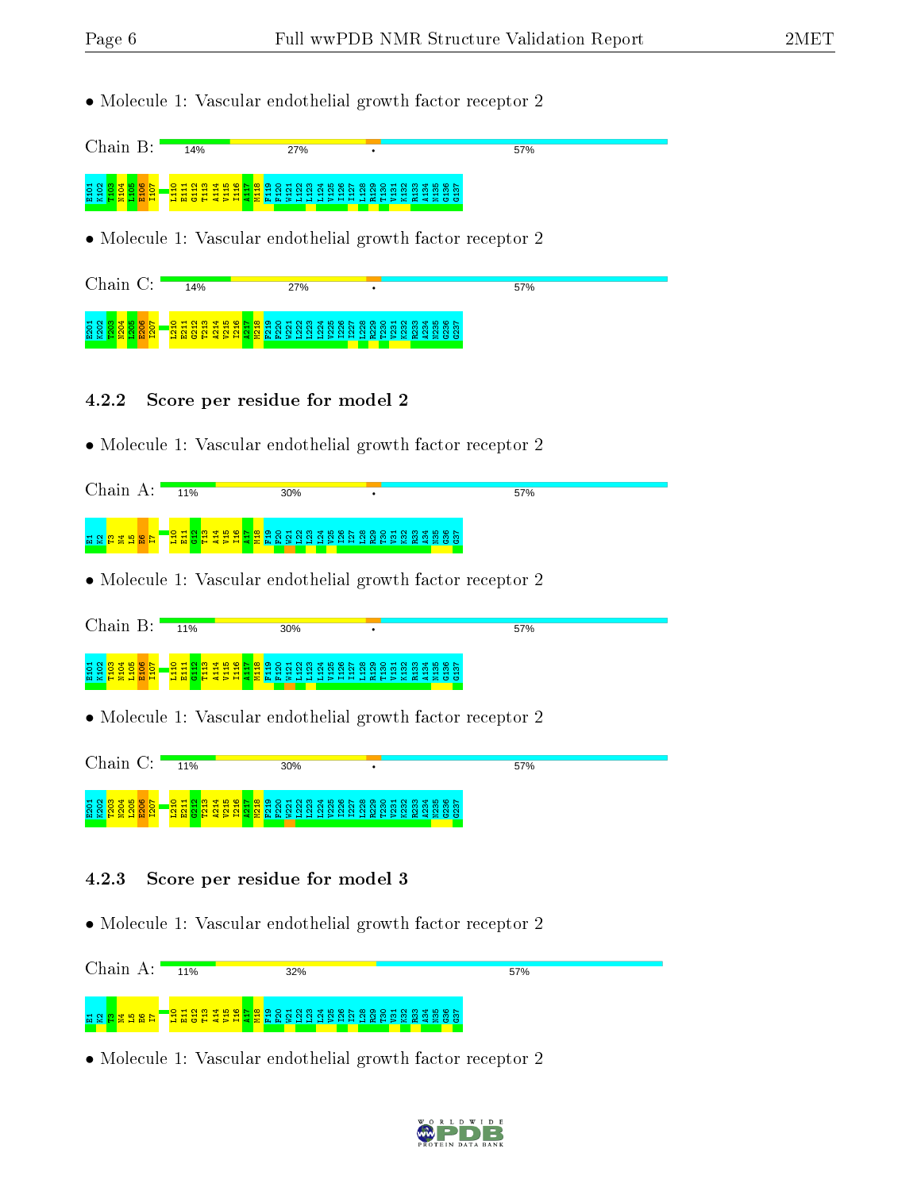• Molecule 1: Vascular endothelial growth factor receptor 2

Chain B: 14% 27% • 57%

E101 K102 T103 N104 L105 E106 I107 L110 E111 G112 T113 A114 V115 I116 A117 M118 F119 F120 W121 L122 L123 L124 V125 I126 I127 L128 R129 T130 V131 K132 R133 A134 N135 G136 G137

• Molecule 1: Vascular endothelial growth factor receptor 2

Chain C: 14% 27% • 57%

E201 K202 T203 N204 L205 E206 I207 L210 E211 G212 T213 A214 V215 I216 A217 M218 F219 F220 W221 L222 L223 L224 V225 I226 I227 L228 R229 T230 V231 K232 R233 A234 N235 G236 G237

### 4.2.2 Score per residue for model 2

• Molecule 1: Vascular endothelial growth factor receptor 2

Chain A: 11% 30% • 57%

E1 K2 T3 N4 L5 E6 I7 L10 E11 G12 T13 A14 V15 I16 A17 M18 F19 F20 W21 L22 L23 L24 V25 I26 I27 L28 R29 T30 V31 K32 R33 A34 N35 G36 G37

• Molecule 1: Vascular endothelial growth factor receptor 2

Chain B: 11% 30% • 57%

E101 K102 T103 N104 L105 E106 I107 L110 E111 G112 T113 A114 V115 I116 A117 M118 F119 F120 W121 L122 L123 L124 V125 I126 I127 L128 R129 T130 V131 K132 R133 A134 N135 G136 G137

• Molecule 1: Vascular endothelial growth factor receptor 2

Chain C: 11% 30% • 57%

E201 K202 T203 N204 L205 E206 I207 L210 E211 G212 T213 A214 V215 I216 A217 M218 F219 F220 W221 L222 L223 L224 V225 I226 I227 L228 R229 T230 V231 K232 R233 A234 N235 G236 G237

### 4.2.3 Score per residue for model 3

• Molecule 1: Vascular endothelial growth factor receptor 2

Chain A: 11% 32% 57%

E1 K2 T3 N4 L5 E6 I7 L10 E11 G12 T13 A14 V15 I16 A17 M18 F19 F20 W21 L22 L23 L24 V25 I26 I27 L28 R29 T30 V31 K32 R33 A34 N35 G36 G37

• Molecule 1: Vascular endothelial growth factor receptor 2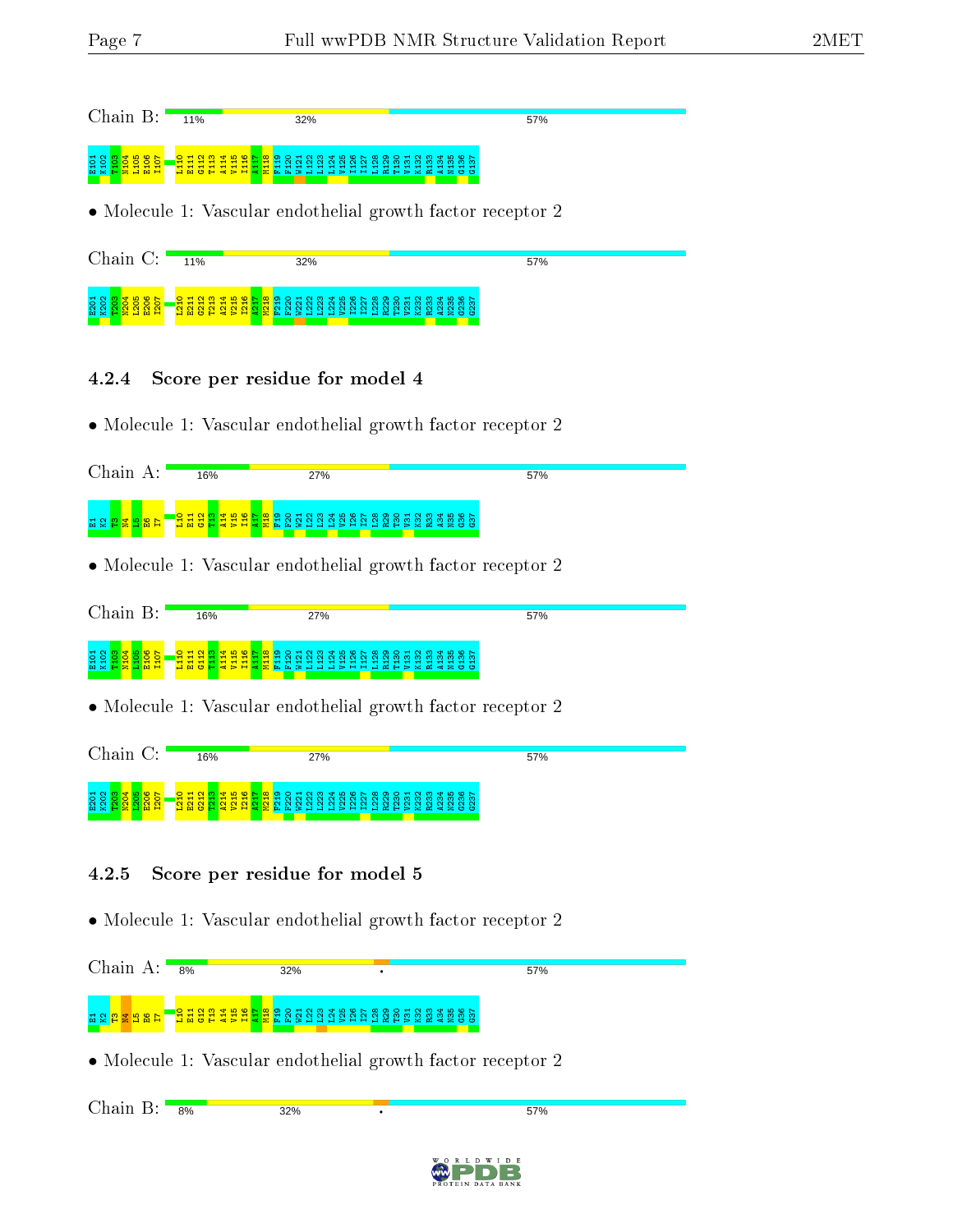Chain B: 11% 32% 57%

E101 K102 T103 N104 L105 E106 I107 L110 E111 G112 T113 A114 V115 I116 A117 M118 F119 F120 W121 L122 L123 L124 V125 I126 I127 L128 R129 T130 V131 K132 R133 A134 N135 G136 G137

- Molecule 1: Vascular endothelial growth factor receptor 2

Chain C: 11% 32% 57%

E201 K202 T203 N204 L205 E206 I207 L210 E211 G212 T213 A214 V215 I216 A217 M218 F219 F220 W221 L222 L223 L224 V225 I226 I227 L228 R229 T230 V231 K232 R233 A234 N235 G236 G237

#### 4.2.4 Score per residue for model 4

- Molecule 1: Vascular endothelial growth factor receptor 2

Chain A: 16% 27% 57%

E1 K2 T3 N4 L5 E6 I7 L10 E11 G12 T13 A14 V15 I16 A17 M18 F19 F20 W21 L22 L23 L24 V25 I26 I27 L28 R29 T30 V31 K32 R33 A34 N35 G36 G37

- Molecule 1: Vascular endothelial growth factor receptor 2

Chain B: 16% 27% 57%

E101 K102 T103 N104 L105 E106 I107 L110 E111 G112 T113 A114 V115 I116 A117 M118 F119 F120 W121 L122 L123 L124 V125 I126 I127 L128 R129 T130 V131 K132 R133 A134 N135 G136 G137

- Molecule 1: Vascular endothelial growth factor receptor 2

Chain C: 16% 27% 57%

E201 K202 T203 N204 L205 E206 I207 L210 E211 G212 T213 A214 V215 I216 A217 M218 F219 F220 W221 L222 L223 L224 V225 I226 I227 L228 R229 T230 V231 K232 R233 A234 N235 G236 G237

#### 4.2.5 Score per residue for model 5

- Molecule 1: Vascular endothelial growth factor receptor 2

Chain A: 8% 32% • 57%

E1 K2 T3 N4 L5 E6 I7 L10 E11 G12 T13 A14 V15 I16 A17 M18 F19 F20 W21 L22 L23 L24 V25 I26 I27 L28 R29 T30 V31 K32 R33 A34 N35 G36 G37

- Molecule 1: Vascular endothelial growth factor receptor 2

Chain B: 8% 32% • 57%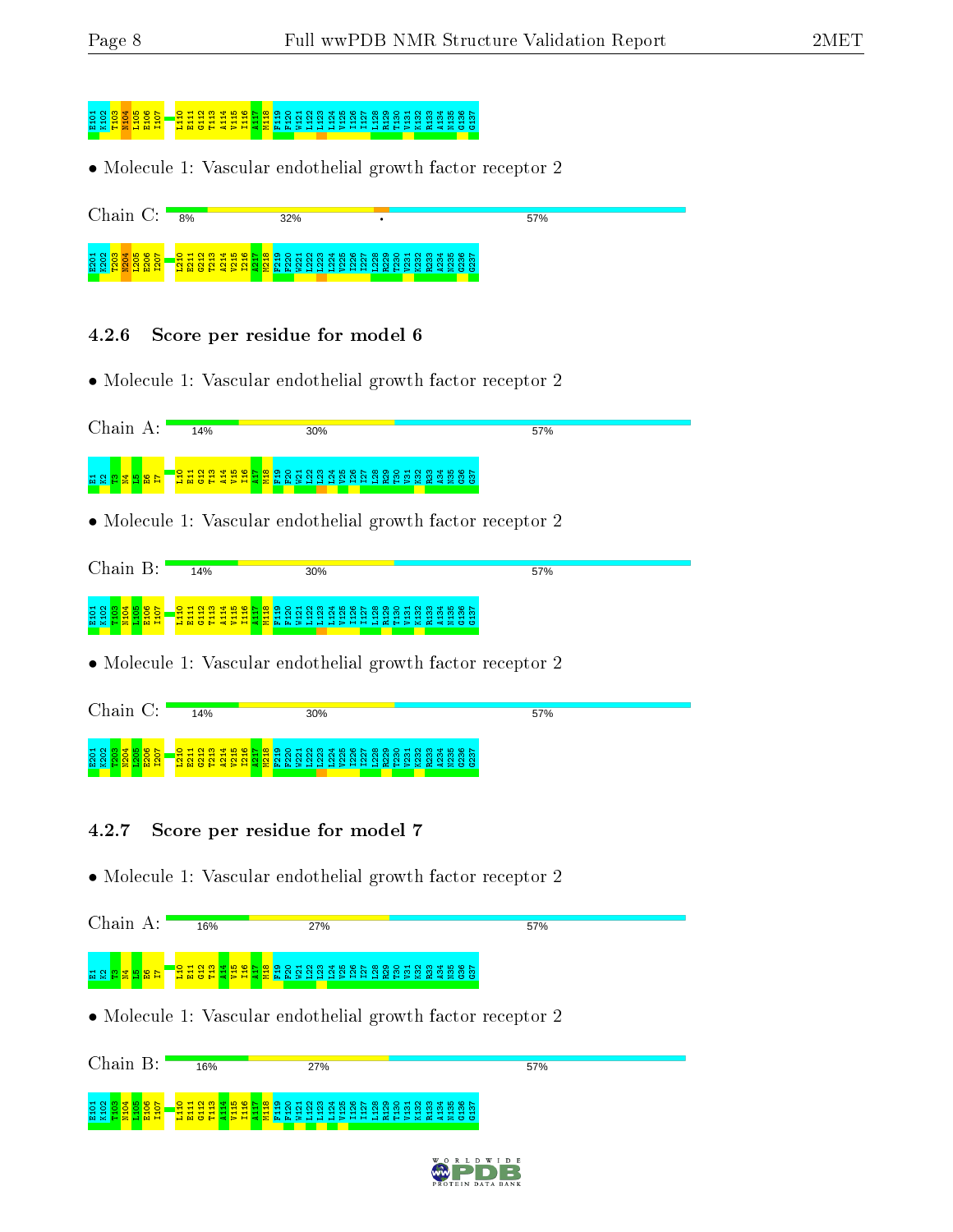E101 K102 T103 N104 L105 E106 I107 L110 E111 G112 T113 A114 V115 I116 A117 M118 F119 F120 W121 L122 L123 L124 V125 I126 I127 L128 R129 T130 V131 K132 R133 A134 N135 G136 G137

• Molecule 1: Vascular endothelial growth factor receptor 2

Chain C: 8% 32% • 57%

E201 K202 T203 N204 L205 E206 I207 L210 E211 G212 T213 A214 V215 I216 A217 M218 F219 F220 W221 L222 L223 L224 V225 I226 I227 L228 R229 T230 V231 K232 R233 A234 N235 G236 G237

### 4.2.6 Score per residue for model 6

• Molecule 1: Vascular endothelial growth factor receptor 2

Chain A: 14% 30% 57%

E1 K2 T3 N4 L5 E6 I7 L10 E11 G12 T13 A14 V15 I16 A17 M18 F19 F20 W21 L22 L23 L24 V25 I26 I27 L28 R29 T30 V31 K32 R33 A34 N35 G36 G37

• Molecule 1: Vascular endothelial growth factor receptor 2

Chain B: 14% 30% 57%

E101 K102 T103 N104 L105 E106 I107 L110 E111 G112 T113 A114 V115 I116 A117 M118 F119 F120 W121 L122 L123 L124 V125 I126 I127 L128 R129 T130 V131 K132 R133 A134 N135 G136 G137

• Molecule 1: Vascular endothelial growth factor receptor 2

Chain C: 14% 30% 57%

E201 K202 T203 N204 L205 E206 I207 L210 E211 G212 T213 A214 V215 I216 A217 M218 F219 F220 W221 L222 L223 L224 V225 I226 I227 L228 R229 T230 V231 K232 R233 A234 N235 G236 G237

### 4.2.7 Score per residue for model 7

• Molecule 1: Vascular endothelial growth factor receptor 2

Chain A: 16% 27% 57%

E1 K2 T3 N4 L5 E6 I7 L10 E11 G12 T13 A14 V15 I16 A17 M18 F19 F20 W21 L22 L23 L24 V25 I26 I27 L28 R29 T30 V31 K32 R33 A34 N35 G36 G37

• Molecule 1: Vascular endothelial growth factor receptor 2

Chain B: 16% 27% 57%

E101 K102 T103 N104 L105 E106 I107 L110 E111 G112 T113 A114 V115 I116 A117 M118 F119 F120 W121 L122 L123 L124 V125 I126 I127 L128 R129 T130 V131 K132 R133 A134 N135 G136 G137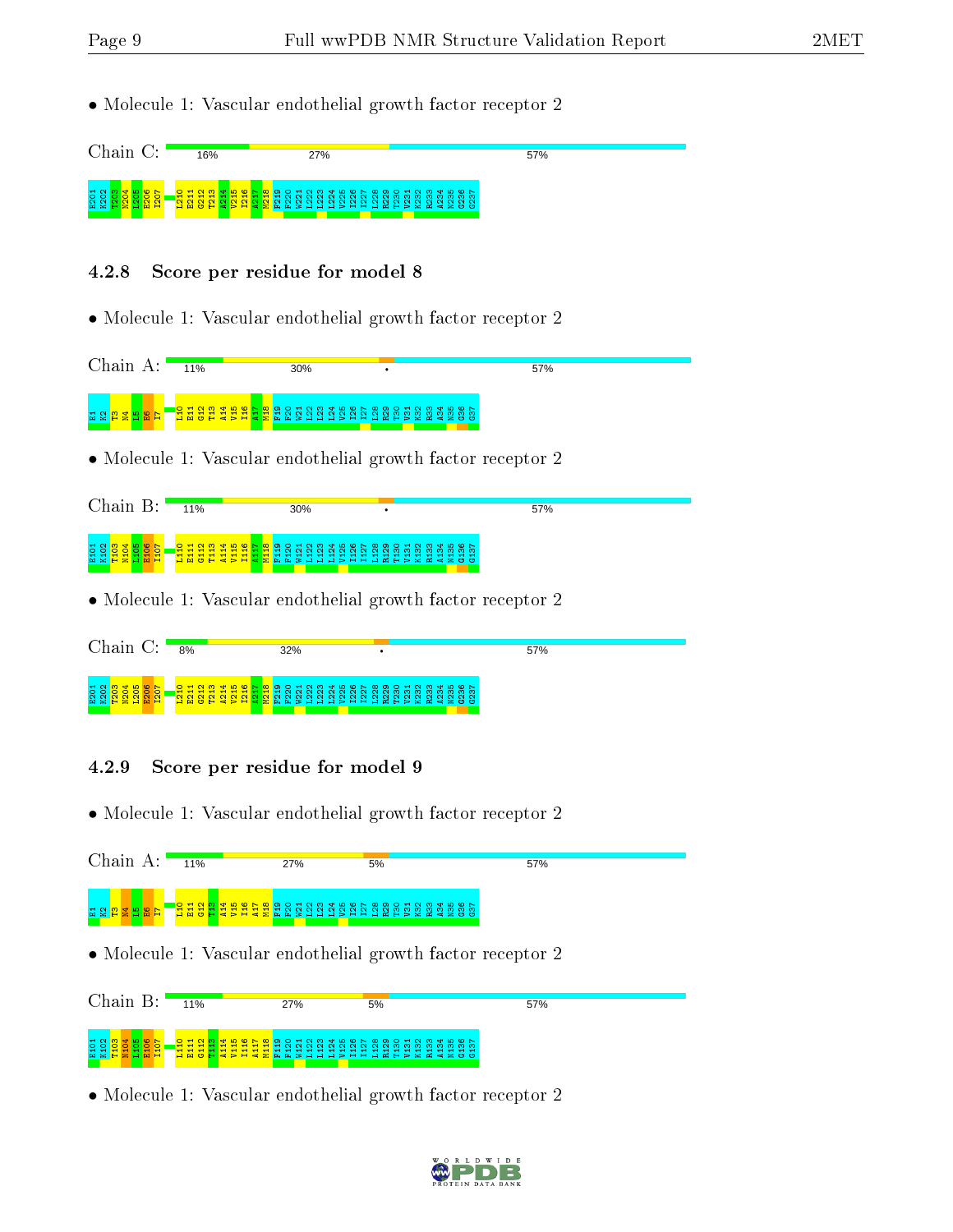• Molecule 1: Vascular endothelial growth factor receptor 2

Chain C: 16% 27% 57%

E201 K202 T203 N204 L205 E206 I207 L210 E211 G212 T213 A214 V215 I216 A217 M218 F219 F220 W221 L222 L223 L224 V225 I226 I227 L228 R229 T230 V231 K232 R233 A234 N235 G236 G237

### 4.2.8 Score per residue for model 8

• Molecule 1: Vascular endothelial growth factor receptor 2

Chain A: 11% 30% • 57%

E1 K2 T3 N4 L5 E6 I7 L10 E11 G12 T13 A14 V15 I16 A17 M18 F19 F20 W21 L22 L23 L24 V25 I26 I27 L28 R29 T30 V31 K32 R33 A34 N35 G36 G37

• Molecule 1: Vascular endothelial growth factor receptor 2

Chain B: 11% 30% • 57%

E101 K102 T103 N104 L105 E106 I107 L110 E111 G112 T113 A114 V115 I116 A117 M118 F119 F120 W121 L122 L123 L124 V125 I126 I127 L128 R129 T130 V131 K132 R133 A134 N135 G136 G137

• Molecule 1: Vascular endothelial growth factor receptor 2

Chain C: 8% 32% • 57%

E201 K202 T203 N204 L205 E206 I207 L210 E211 G212 T213 A214 V215 I216 A217 M218 F219 F220 W221 L222 L223 L224 V225 I226 I227 L228 R229 T230 V231 K232 R233 A234 N235 G236 G237

### 4.2.9 Score per residue for model 9

• Molecule 1: Vascular endothelial growth factor receptor 2

Chain A: 11% 27% 5% 57%

E1 K2 T3 N4 L5 E6 I7 L10 E11 G12 T13 A14 V15 I16 A17 M18 F19 F20 W21 L22 L23 L24 V25 I26 I27 L28 R29 T30 V31 K32 R33 A34 N35 G36 G37

• Molecule 1: Vascular endothelial growth factor receptor 2

Chain B: 11% 27% 5% 57%

E101 K102 T103 N104 L105 E106 I107 L110 E111 G112 T113 A114 V115 I116 A117 M118 F119 F120 W121 L122 L123 L124 V125 I126 I127 L128 R129 T130 V131 K132 R133 A134 N135 G136 G137

• Molecule 1: Vascular endothelial growth factor receptor 2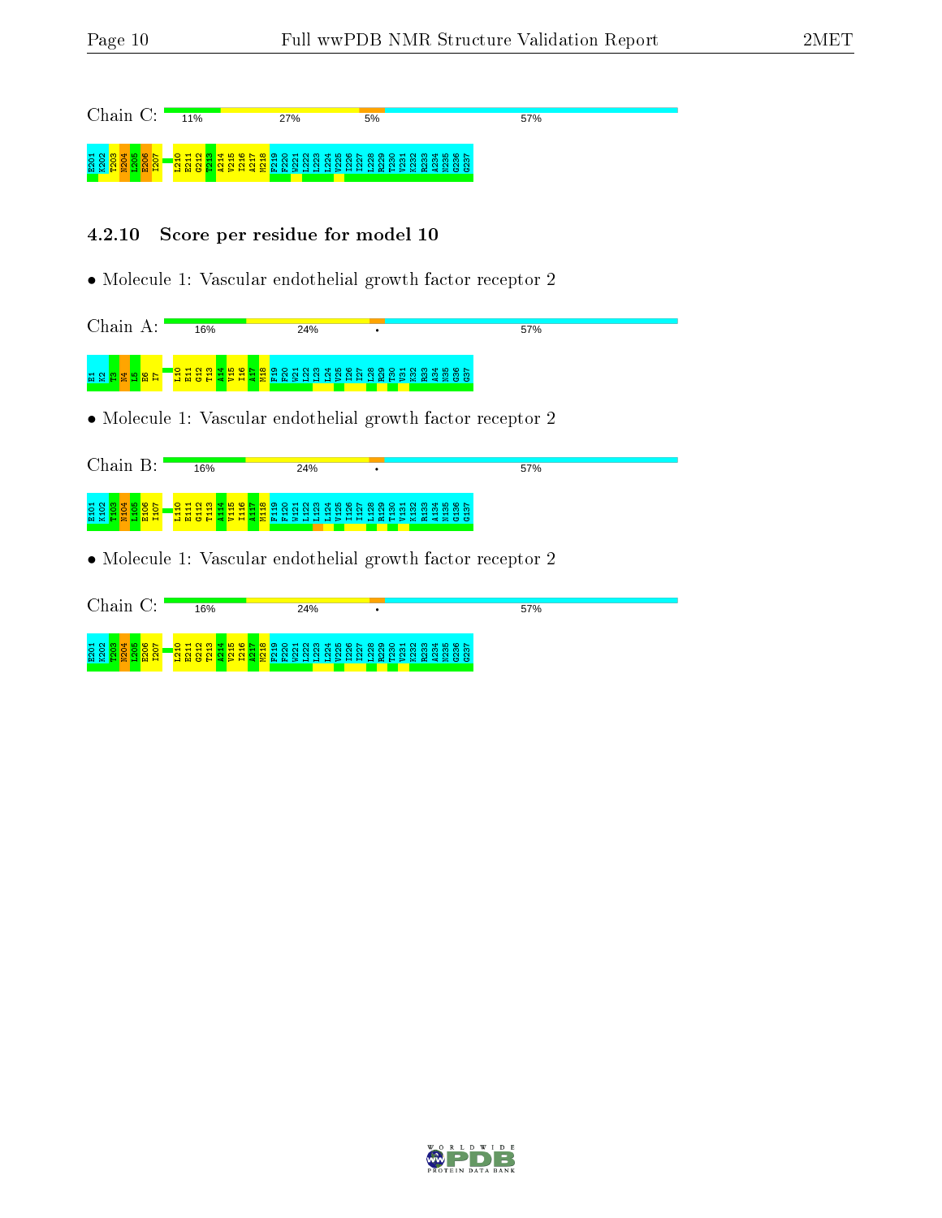Chain C: 11% 27% 5% 57%

E201 K202 T203 N204 L205 E206 I207 L210 E211 G212 T213 A214 V215 I216 A217 M218 F219 F220 W221 L222 L223 L224 V225 I226 I227 L228 R229 T230 V231 K232 R233 A234 N235 G236 G237

### 4.2.10 Score per residue for model 10

- Molecule 1: Vascular endothelial growth factor receptor 2

Chain A: 16% 24% • 57%

E1 K2 T3 N4 L5 E6 I7 L10 E11 G12 T13 A14 V15 I16 A17 M18 F19 F20 W21 L22 L23 L24 V25 I26 I27 L28 R29 T30 V31 K32 R33 A34 N35 G36 G37

- Molecule 1: Vascular endothelial growth factor receptor 2

Chain B: 16% 24% • 57%

E101 K102 T103 N104 L105 E106 I107 L110 E111 G112 T113 A114 V115 I116 A117 M118 F119 F120 W121 L122 L123 L124 V125 I126 I127 L128 R129 T130 V131 K132 R133 A134 N135 G136 G137

- Molecule 1: Vascular endothelial growth factor receptor 2

Chain C: 16% 24% • 57%

E201 K202 T203 N204 L205 E206 I207 L210 E211 G212 T213 A214 V215 I216 A217 M218 F219 F220 W221 L222 L223 L224 V225 I226 I227 L228 R229 T230 V231 K232 R233 A234 N235 G236 G237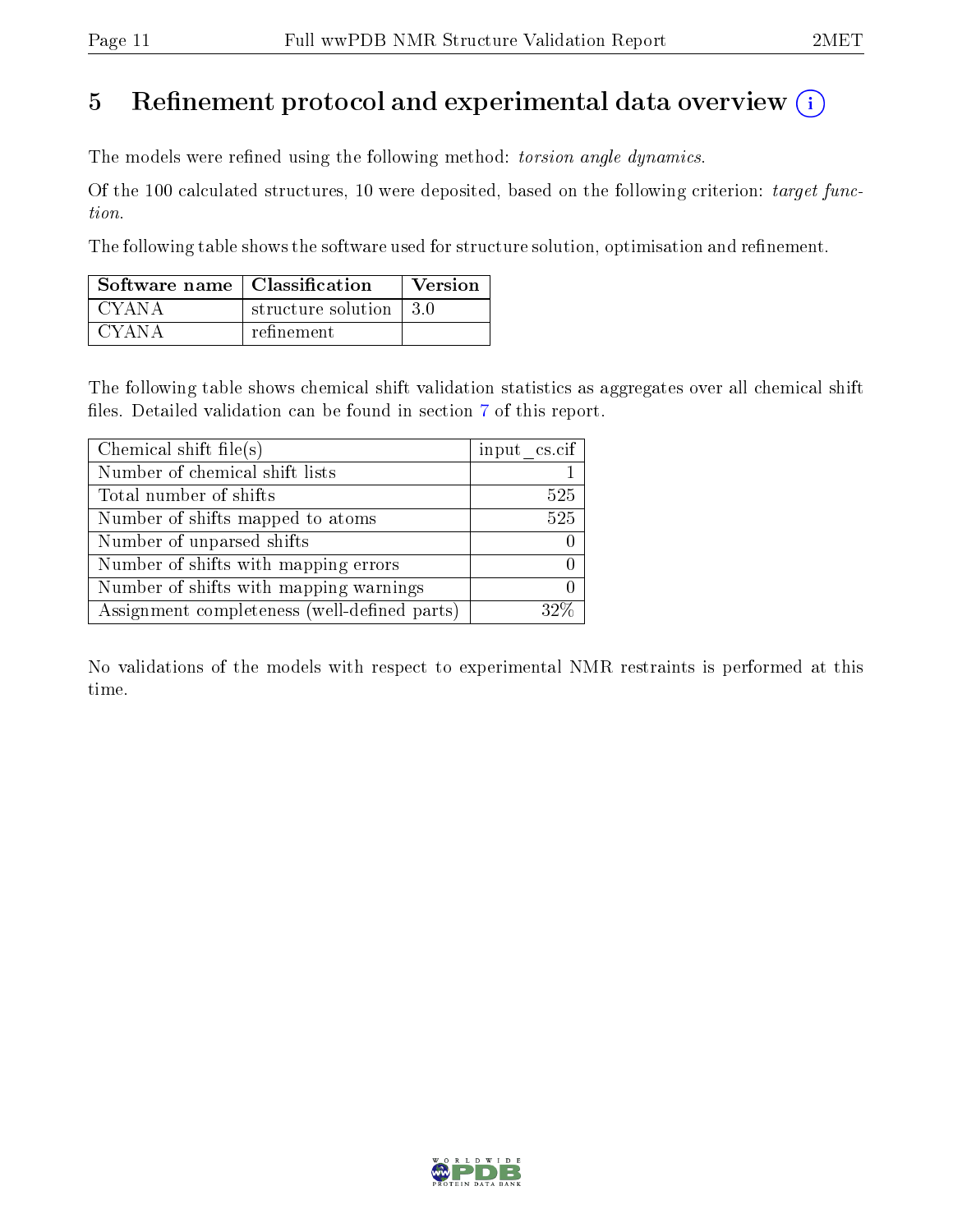# 5 Refinement protocol and experimental data overview (i)

The models were refined using the following method: *torsion angle dynamics*.

Of the 100 calculated structures, 10 were deposited, based on the following criterion: *target function*.

The following table shows the software used for structure solution, optimisation and refinement.

| Software name | Classification | Version |
|---|---|---|
| CYANA | structure solution | 3.0 |
| CYANA | refinement | |

The following table shows chemical shift validation statistics as aggregates over all chemical shift files. Detailed validation can be found in section 7 of this report.

| Chemical shift file(s) | input_cs.cif |
|---|---|
| Number of chemical shift lists | 1 |
| Total number of shifts | 525 |
| Number of shifts mapped to atoms | 525 |
| Number of unparsed shifts | 0 |
| Number of shifts with mapping errors | 0 |
| Number of shifts with mapping warnings | 0 |
| Assignment completeness (well-defined parts) | 32% |

No validations of the models with respect to experimental NMR restraints is performed at this time.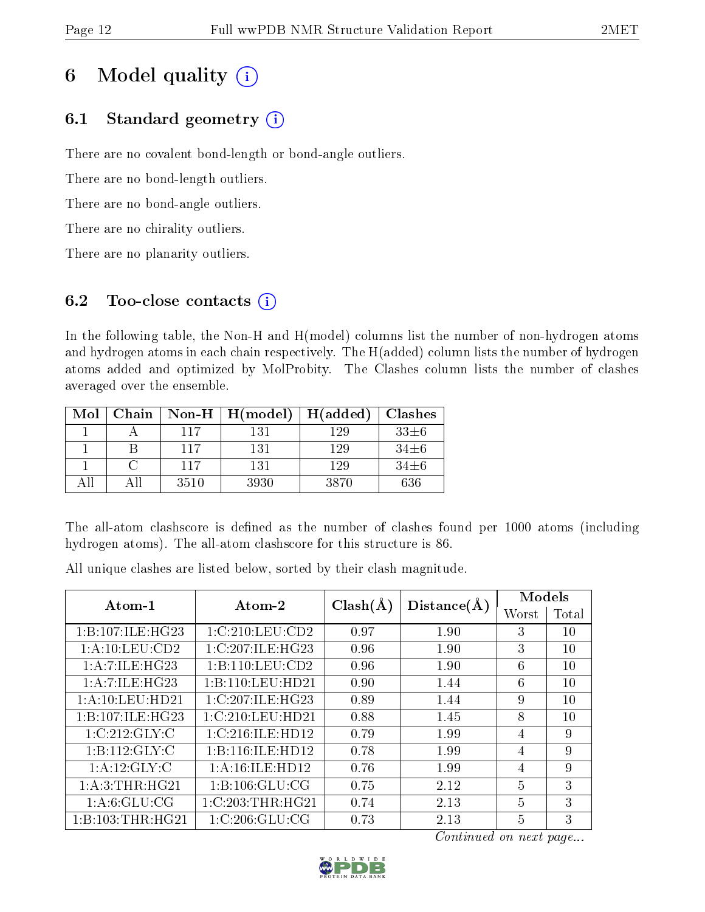# 6 Model quality

## 6.1 Standard geometry

There are no covalent bond-length or bond-angle outliers.

There are no bond-length outliers.

There are no bond-angle outliers.

There are no chirality outliers.

There are no planarity outliers.

## 6.2 Too-close contacts

In the following table, the Non-H and H(model) columns list the number of non-hydrogen atoms and hydrogen atoms in each chain respectively. The H(added) column lists the number of hydrogen atoms added and optimized by MolProbity. The Clashes column lists the number of clashes averaged over the ensemble.

| Mol | Chain | Non-H | H(model) | H(added) | Clashes |
|---|---|---|---|---|---|
| 1 | A | 117 | 131 | 129 | 33±6 |
| 1 | B | 117 | 131 | 129 | 34±6 |
| 1 | C | 117 | 131 | 129 | 34±6 |
| All | All | 3510 | 3930 | 3870 | 636 |

The all-atom clashscore is defined as the number of clashes found per 1000 atoms (including hydrogen atoms). The all-atom clashscore for this structure is 86.

All unique clashes are listed below, sorted by their clash magnitude.

| Atom-1 | Atom-2 | Clash(Å) | Distance(Å) | Models | |
|---|---|---|---|---|---|
| | | | | Worst | Total |
| 1:B:107:ILE:HG23 | 1:C:210:LEU:CD2 | 0.97 | 1.90 | 3 | 10 |
| 1:A:10:LEU:CD2 | 1:C:207:ILE:HG23 | 0.96 | 1.90 | 3 | 10 |
| 1:A:7:ILE:HG23 | 1:B:110:LEU:CD2 | 0.96 | 1.90 | 6 | 10 |
| 1:A:7:ILE:HG23 | 1:B:110:LEU:HD21 | 0.90 | 1.44 | 6 | 10 |
| 1:A:10:LEU:HD21 | 1:C:207:ILE:HG23 | 0.89 | 1.44 | 9 | 10 |
| 1:B:107:ILE:HG23 | 1:C:210:LEU:HD21 | 0.88 | 1.45 | 8 | 10 |
| 1:C:212:GLY:C | 1:C:216:ILE:HD12 | 0.79 | 1.99 | 4 | 9 |
| 1:B:112:GLY:C | 1:B:116:ILE:HD12 | 0.78 | 1.99 | 4 | 9 |
| 1:A:12:GLY:C | 1:A:16:ILE:HD12 | 0.76 | 1.99 | 4 | 9 |
| 1:A:3:THR:HG21 | 1:B:106:GLU:CG | 0.75 | 2.12 | 5 | 3 |
| 1:A:6:GLU:CG | 1:C:203:THR:HG21 | 0.74 | 2.13 | 5 | 3 |
| 1:B:103:THR:HG21 | 1:C:206:GLU:CG | 0.73 | 2.13 | 5 | 3 |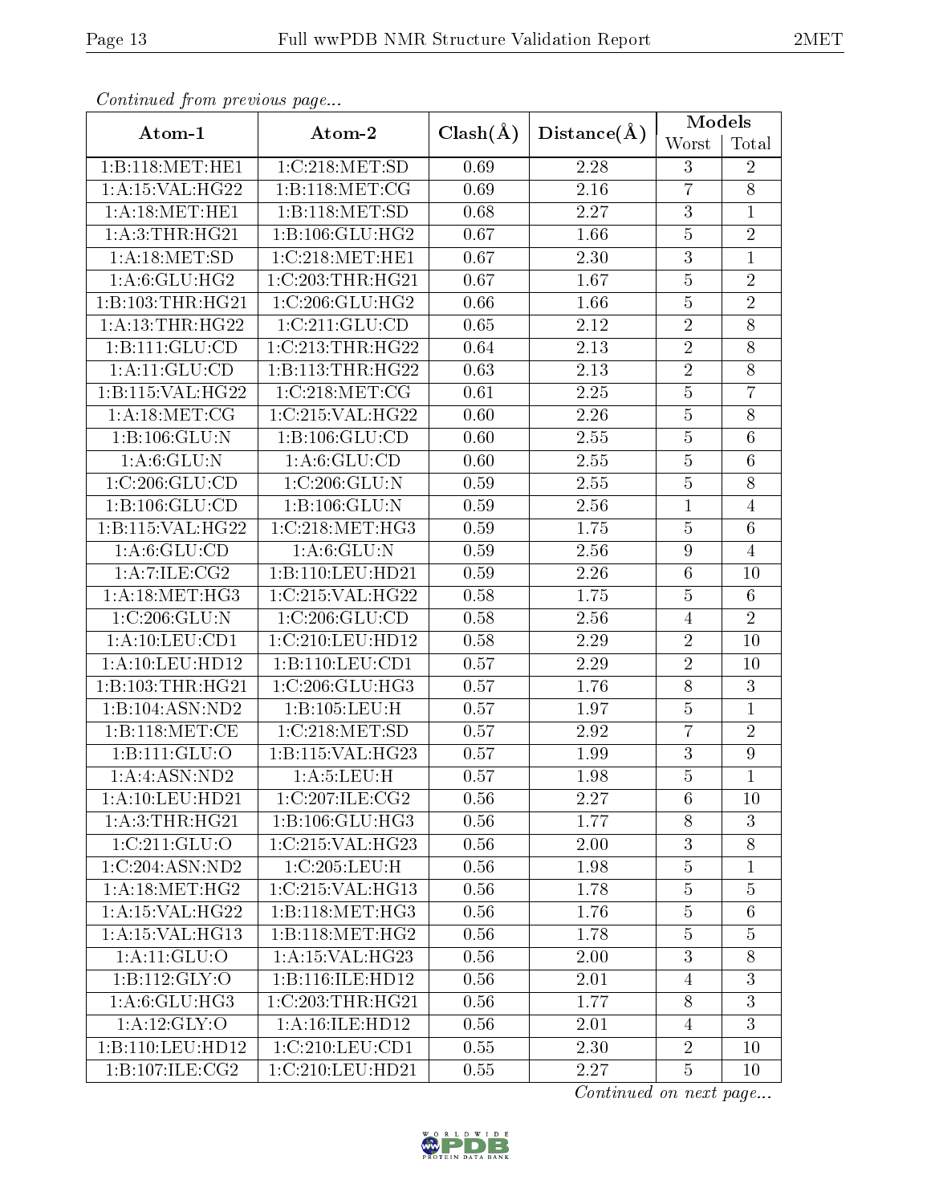*Continued from previous page...*

| Atom-1 | Atom-2 | Clash(Å) | Distance(Å) | Models | |
|---|---|---|---|---|---|
| | | | | Worst | Total |
| 1:B:118:MET:HE1 | 1:C:218:MET:SD | 0.69 | 2.28 | 3 | 2 |
| 1:A:15:VAL:HG22 | 1:B:118:MET:CG | 0.69 | 2.16 | 7 | 8 |
| 1:A:18:MET:HE1 | 1:B:118:MET:SD | 0.68 | 2.27 | 3 | 1 |
| 1:A:3:THR:HG21 | 1:B:106:GLU:HG2 | 0.67 | 1.66 | 5 | 2 |
| 1:A:18:MET:SD | 1:C:218:MET:HE1 | 0.67 | 2.30 | 3 | 1 |
| 1:A:6:GLU:HG2 | 1:C:203:THR:HG21 | 0.67 | 1.67 | 5 | 2 |
| 1:B:103:THR:HG21 | 1:C:206:GLU:HG2 | 0.66 | 1.66 | 5 | 2 |
| 1:A:13:THR:HG22 | 1:C:211:GLU:CD | 0.65 | 2.12 | 2 | 8 |
| 1:B:111:GLU:CD | 1:C:213:THR:HG22 | 0.64 | 2.13 | 2 | 8 |
| 1:A:11:GLU:CD | 1:B:113:THR:HG22 | 0.63 | 2.13 | 2 | 8 |
| 1:B:115:VAL:HG22 | 1:C:218:MET:CG | 0.61 | 2.25 | 5 | 7 |
| 1:A:18:MET:CG | 1:C:215:VAL:HG22 | 0.60 | 2.26 | 5 | 8 |
| 1:B:106:GLU:N | 1:B:106:GLU:CD | 0.60 | 2.55 | 5 | 6 |
| 1:A:6:GLU:N | 1:A:6:GLU:CD | 0.60 | 2.55 | 5 | 6 |
| 1:C:206:GLU:CD | 1:C:206:GLU:N | 0.59 | 2.55 | 5 | 8 |
| 1:B:106:GLU:CD | 1:B:106:GLU:N | 0.59 | 2.56 | 1 | 4 |
| 1:B:115:VAL:HG22 | 1:C:218:MET:HG3 | 0.59 | 1.75 | 5 | 6 |
| 1:A:6:GLU:CD | 1:A:6:GLU:N | 0.59 | 2.56 | 9 | 4 |
| 1:A:7:ILE:CG2 | 1:B:110:LEU:HD21 | 0.59 | 2.26 | 6 | 10 |
| 1:A:18:MET:HG3 | 1:C:215:VAL:HG22 | 0.58 | 1.75 | 5 | 6 |
| 1:C:206:GLU:N | 1:C:206:GLU:CD | 0.58 | 2.56 | 4 | 2 |
| 1:A:10:LEU:CD1 | 1:C:210:LEU:HD12 | 0.58 | 2.29 | 2 | 10 |
| 1:A:10:LEU:HD12 | 1:B:110:LEU:CD1 | 0.57 | 2.29 | 2 | 10 |
| 1:B:103:THR:HG21 | 1:C:206:GLU:HG3 | 0.57 | 1.76 | 8 | 3 |
| 1:B:104:ASN:ND2 | 1:B:105:LEU:H | 0.57 | 1.97 | 5 | 1 |
| 1:B:118:MET:CE | 1:C:218:MET:SD | 0.57 | 2.92 | 7 | 2 |
| 1:B:111:GLU:O | 1:B:115:VAL:HG23 | 0.57 | 1.99 | 3 | 9 |
| 1:A:4:ASN:ND2 | 1:A:5:LEU:H | 0.57 | 1.98 | 5 | 1 |
| 1:A:10:LEU:HD21 | 1:C:207:ILE:CG2 | 0.56 | 2.27 | 6 | 10 |
| 1:A:3:THR:HG21 | 1:B:106:GLU:HG3 | 0.56 | 1.77 | 8 | 3 |
| 1:C:211:GLU:O | 1:C:215:VAL:HG23 | 0.56 | 2.00 | 3 | 8 |
| 1:C:204:ASN:ND2 | 1:C:205:LEU:H | 0.56 | 1.98 | 5 | 1 |
| 1:A:18:MET:HG2 | 1:C:215:VAL:HG13 | 0.56 | 1.78 | 5 | 5 |
| 1:A:15:VAL:HG22 | 1:B:118:MET:HG3 | 0.56 | 1.76 | 5 | 6 |
| 1:A:15:VAL:HG13 | 1:B:118:MET:HG2 | 0.56 | 1.78 | 5 | 5 |
| 1:A:11:GLU:O | 1:A:15:VAL:HG23 | 0.56 | 2.00 | 3 | 8 |
| 1:B:112:GLY:O | 1:B:116:ILE:HD12 | 0.56 | 2.01 | 4 | 3 |
| 1:A:6:GLU:HG3 | 1:C:203:THR:HG21 | 0.56 | 1.77 | 8 | 3 |
| 1:A:12:GLY:O | 1:A:16:ILE:HD12 | 0.56 | 2.01 | 4 | 3 |
| 1:B:110:LEU:HD12 | 1:C:210:LEU:CD1 | 0.55 | 2.30 | 2 | 10 |
| 1:B:107:ILE:CG2 | 1:C:210:LEU:HD21 | 0.55 | 2.27 | 5 | 10 |

*Continued on next page...*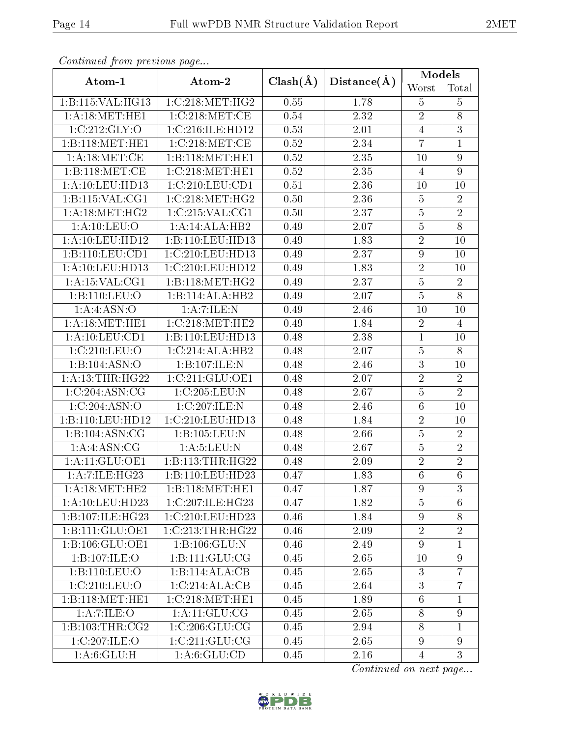*Continued from previous page...*

| Atom-1 | Atom-2 | Clash(Å) | Distance(Å) | Models | |
|---|---|---|---|---|---|
| | | | | Worst | Total |
| 1:B:115:VAL:HG13 | 1:C:218:MET:HG2 | 0.55 | 1.78 | 5 | 5 |
| 1:A:18:MET:HE1 | 1:C:218:MET:CE | 0.54 | 2.32 | 2 | 8 |
| 1:C:212:GLY:O | 1:C:216:ILE:HD12 | 0.53 | 2.01 | 4 | 3 |
| 1:B:118:MET:HE1 | 1:C:218:MET:CE | 0.52 | 2.34 | 7 | 1 |
| 1:A:18:MET:CE | 1:B:118:MET:HE1 | 0.52 | 2.35 | 10 | 9 |
| 1:B:118:MET:CE | 1:C:218:MET:HE1 | 0.52 | 2.35 | 4 | 9 |
| 1:A:10:LEU:HD13 | 1:C:210:LEU:CD1 | 0.51 | 2.36 | 10 | 10 |
| 1:B:115:VAL:CG1 | 1:C:218:MET:HG2 | 0.50 | 2.36 | 5 | 2 |
| 1:A:18:MET:HG2 | 1:C:215:VAL:CG1 | 0.50 | 2.37 | 5 | 2 |
| 1:A:10:LEU:O | 1:A:14:ALA:HB2 | 0.49 | 2.07 | 5 | 8 |
| 1:A:10:LEU:HD12 | 1:B:110:LEU:HD13 | 0.49 | 1.83 | 2 | 10 |
| 1:B:110:LEU:CD1 | 1:C:210:LEU:HD13 | 0.49 | 2.37 | 9 | 10 |
| 1:A:10:LEU:HD13 | 1:C:210:LEU:HD12 | 0.49 | 1.83 | 2 | 10 |
| 1:A:15:VAL:CG1 | 1:B:118:MET:HG2 | 0.49 | 2.37 | 5 | 2 |
| 1:B:110:LEU:O | 1:B:114:ALA:HB2 | 0.49 | 2.07 | 5 | 8 |
| 1:A:4:ASN:O | 1:A:7:ILE:N | 0.49 | 2.46 | 10 | 10 |
| 1:A:18:MET:HE1 | 1:C:218:MET:HE2 | 0.49 | 1.84 | 2 | 4 |
| 1:A:10:LEU:CD1 | 1:B:110:LEU:HD13 | 0.48 | 2.38 | 1 | 10 |
| 1:C:210:LEU:O | 1:C:214:ALA:HB2 | 0.48 | 2.07 | 5 | 8 |
| 1:B:104:ASN:O | 1:B:107:ILE:N | 0.48 | 2.46 | 3 | 10 |
| 1:A:13:THR:HG22 | 1:C:211:GLU:OE1 | 0.48 | 2.07 | 2 | 2 |
| 1:C:204:ASN:CG | 1:C:205:LEU:N | 0.48 | 2.67 | 5 | 2 |
| 1:C:204:ASN:O | 1:C:207:ILE:N | 0.48 | 2.46 | 6 | 10 |
| 1:B:110:LEU:HD12 | 1:C:210:LEU:HD13 | 0.48 | 1.84 | 2 | 10 |
| 1:B:104:ASN:CG | 1:B:105:LEU:N | 0.48 | 2.66 | 5 | 2 |
| 1:A:4:ASN:CG | 1:A:5:LEU:N | 0.48 | 2.67 | 5 | 2 |
| 1:A:11:GLU:OE1 | 1:B:113:THR:HG22 | 0.48 | 2.09 | 2 | 2 |
| 1:A:7:ILE:HG23 | 1:B:110:LEU:HD23 | 0.47 | 1.83 | 6 | 6 |
| 1:A:18:MET:HE2 | 1:B:118:MET:HE1 | 0.47 | 1.87 | 9 | 3 |
| 1:A:10:LEU:HD23 | 1:C:207:ILE:HG23 | 0.47 | 1.82 | 5 | 6 |
| 1:B:107:ILE:HG23 | 1:C:210:LEU:HD23 | 0.46 | 1.84 | 9 | 8 |
| 1:B:111:GLU:OE1 | 1:C:213:THR:HG22 | 0.46 | 2.09 | 2 | 2 |
| 1:B:106:GLU:OE1 | 1:B:106:GLU:N | 0.46 | 2.49 | 9 | 1 |
| 1:B:107:ILE:O | 1:B:111:GLU:CG | 0.45 | 2.65 | 10 | 9 |
| 1:B:110:LEU:O | 1:B:114:ALA:CB | 0.45 | 2.65 | 3 | 7 |
| 1:C:210:LEU:O | 1:C:214:ALA:CB | 0.45 | 2.64 | 3 | 7 |
| 1:B:118:MET:HE1 | 1:C:218:MET:HE1 | 0.45 | 1.89 | 6 | 1 |
| 1:A:7:ILE:O | 1:A:11:GLU:CG | 0.45 | 2.65 | 8 | 9 |
| 1:B:103:THR:CG2 | 1:C:206:GLU:CG | 0.45 | 2.94 | 8 | 1 |
| 1:C:207:ILE:O | 1:C:211:GLU:CG | 0.45 | 2.65 | 9 | 9 |
| 1:A:6:GLU:H | 1:A:6:GLU:CD | 0.45 | 2.16 | 4 | 3 |

*Continued on next page...*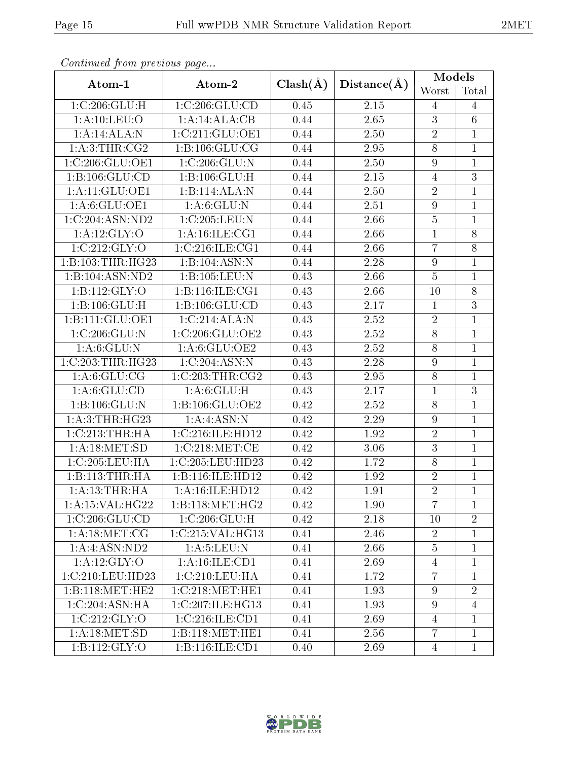*Continued from previous page...*

| Atom-1 | Atom-2 | Clash(Å) | Distance(Å) | Models | |
|---|---|---|---|---|---|
| | | | | Worst | Total |
| 1:C:206:GLU:H | 1:C:206:GLU:CD | 0.45 | 2.15 | 4 | 4 |
| 1:A:10:LEU:O | 1:A:14:ALA:CB | 0.44 | 2.65 | 3 | 6 |
| 1:A:14:ALA:N | 1:C:211:GLU:OE1 | 0.44 | 2.50 | 2 | 1 |
| 1:A:3:THR:CG2 | 1:B:106:GLU:CG | 0.44 | 2.95 | 8 | 1 |
| 1:C:206:GLU:OE1 | 1:C:206:GLU:N | 0.44 | 2.50 | 9 | 1 |
| 1:B:106:GLU:CD | 1:B:106:GLU:H | 0.44 | 2.15 | 4 | 3 |
| 1:A:11:GLU:OE1 | 1:B:114:ALA:N | 0.44 | 2.50 | 2 | 1 |
| 1:A:6:GLU:OE1 | 1:A:6:GLU:N | 0.44 | 2.51 | 9 | 1 |
| 1:C:204:ASN:ND2 | 1:C:205:LEU:N | 0.44 | 2.66 | 5 | 1 |
| 1:A:12:GLY:O | 1:A:16:ILE:CG1 | 0.44 | 2.66 | 1 | 8 |
| 1:C:212:GLY:O | 1:C:216:ILE:CG1 | 0.44 | 2.66 | 7 | 8 |
| 1:B:103:THR:HG23 | 1:B:104:ASN:N | 0.44 | 2.28 | 9 | 1 |
| 1:B:104:ASN:ND2 | 1:B:105:LEU:N | 0.43 | 2.66 | 5 | 1 |
| 1:B:112:GLY:O | 1:B:116:ILE:CG1 | 0.43 | 2.66 | 10 | 8 |
| 1:B:106:GLU:H | 1:B:106:GLU:CD | 0.43 | 2.17 | 1 | 3 |
| 1:B:111:GLU:OE1 | 1:C:214:ALA:N | 0.43 | 2.52 | 2 | 1 |
| 1:C:206:GLU:N | 1:C:206:GLU:OE2 | 0.43 | 2.52 | 8 | 1 |
| 1:A:6:GLU:N | 1:A:6:GLU:OE2 | 0.43 | 2.52 | 8 | 1 |
| 1:C:203:THR:HG23 | 1:C:204:ASN:N | 0.43 | 2.28 | 9 | 1 |
| 1:A:6:GLU:CG | 1:C:203:THR:CG2 | 0.43 | 2.95 | 8 | 1 |
| 1:A:6:GLU:CD | 1:A:6:GLU:H | 0.43 | 2.17 | 1 | 3 |
| 1:B:106:GLU:N | 1:B:106:GLU:OE2 | 0.42 | 2.52 | 8 | 1 |
| 1:A:3:THR:HG23 | 1:A:4:ASN:N | 0.42 | 2.29 | 9 | 1 |
| 1:C:213:THR:HA | 1:C:216:ILE:HD12 | 0.42 | 1.92 | 2 | 1 |
| 1:A:18:MET:SD | 1:C:218:MET:CE | 0.42 | 3.06 | 3 | 1 |
| 1:C:205:LEU:HA | 1:C:205:LEU:HD23 | 0.42 | 1.72 | 8 | 1 |
| 1:B:113:THR:HA | 1:B:116:ILE:HD12 | 0.42 | 1.92 | 2 | 1 |
| 1:A:13:THR:HA | 1:A:16:ILE:HD12 | 0.42 | 1.91 | 2 | 1 |
| 1:A:15:VAL:HG22 | 1:B:118:MET:HG2 | 0.42 | 1.90 | 7 | 1 |
| 1:C:206:GLU:CD | 1:C:206:GLU:H | 0.42 | 2.18 | 10 | 2 |
| 1:A:18:MET:CG | 1:C:215:VAL:HG13 | 0.41 | 2.46 | 2 | 1 |
| 1:A:4:ASN:ND2 | 1:A:5:LEU:N | 0.41 | 2.66 | 5 | 1 |
| 1:A:12:GLY:O | 1:A:16:ILE:CD1 | 0.41 | 2.69 | 4 | 1 |
| 1:C:210:LEU:HD23 | 1:C:210:LEU:HA | 0.41 | 1.72 | 7 | 1 |
| 1:B:118:MET:HE2 | 1:C:218:MET:HE1 | 0.41 | 1.93 | 9 | 2 |
| 1:C:204:ASN:HA | 1:C:207:ILE:HG13 | 0.41 | 1.93 | 9 | 4 |
| 1:C:212:GLY:O | 1:C:216:ILE:CD1 | 0.41 | 2.69 | 4 | 1 |
| 1:A:18:MET:SD | 1:B:118:MET:HE1 | 0.41 | 2.56 | 7 | 1 |
| 1:B:112:GLY:O | 1:B:116:ILE:CD1 | 0.40 | 2.69 | 4 | 1 |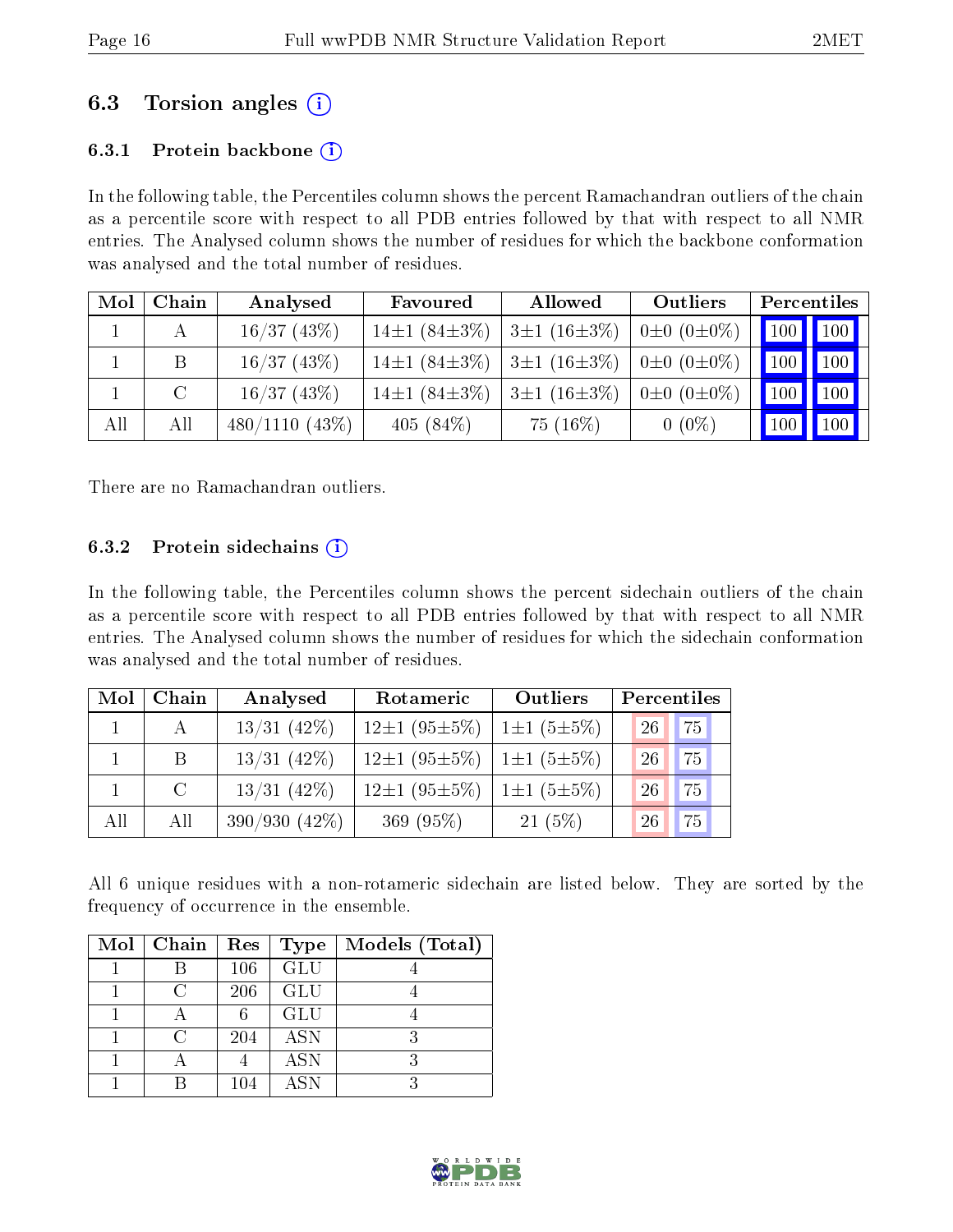### 6.3 Torsion angles (i)

#### 6.3.1 Protein backbone (i)

In the following table, the Percentiles column shows the percent Ramachandran outliers of the chain as a percentile score with respect to all PDB entries followed by that with respect to all NMR entries. The Analysed column shows the number of residues for which the backbone conformation was analysed and the total number of residues.

| Mol | Chain | Analysed | Favoured | Allowed | Outliers | Percentiles | |
|---|---|---|---|---|---|---|---|
| 1 | A | 16/37 (43%) | 14±1 (84±3%) | 3±1 (16±3%) | 0±0 (0±0%) | 100 | 100 |
| 1 | B | 16/37 (43%) | 14±1 (84±3%) | 3±1 (16±3%) | 0±0 (0±0%) | 100 | 100 |
| 1 | C | 16/37 (43%) | 14±1 (84±3%) | 3±1 (16±3%) | 0±0 (0±0%) | 100 | 100 |
| All | All | 480/1110 (43%) | 405 (84%) | 75 (16%) | 0 (0%) | 100 | 100 |

There are no Ramachandran outliers.

#### 6.3.2 Protein sidechains (i)

In the following table, the Percentiles column shows the percent sidechain outliers of the chain as a percentile score with respect to all PDB entries followed by that with respect to all NMR entries. The Analysed column shows the number of residues for which the sidechain conformation was analysed and the total number of residues.

| Mol | Chain | Analysed | Rotameric | Outliers | Percentiles | |
|---|---|---|---|---|---|---|
| 1 | A | 13/31 (42%) | 12±1 (95±5%) | 1±1 (5±5%) | 26 | 75 |
| 1 | B | 13/31 (42%) | 12±1 (95±5%) | 1±1 (5±5%) | 26 | 75 |
| 1 | C | 13/31 (42%) | 12±1 (95±5%) | 1±1 (5±5%) | 26 | 75 |
| All | All | 390/930 (42%) | 369 (95%) | 21 (5%) | 26 | 75 |

All 6 unique residues with a non-rotameric sidechain are listed below. They are sorted by the frequency of occurrence in the ensemble.

| Mol | Chain | Res | Type | Models (Total) |
|---|---|---|---|---|
| 1 | B | 106 | GLU | 4 |
| 1 | C | 206 | GLU | 4 |
| 1 | A | 6 | GLU | 4 |
| 1 | C | 204 | ASN | 3 |
| 1 | A | 4 | ASN | 3 |
| 1 | B | 104 | ASN | 3 |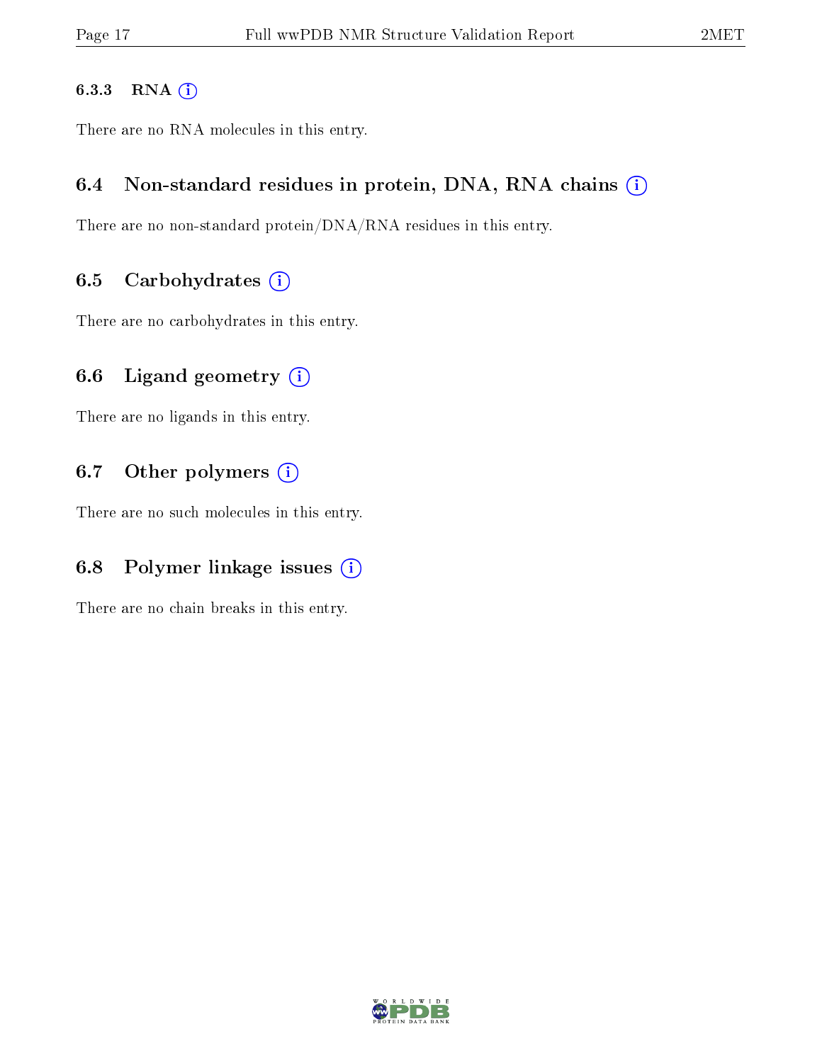#### 6.3.3 RNA

There are no RNA molecules in this entry.

### 6.4 Non-standard residues in protein, DNA, RNA chains

There are no non-standard protein/DNA/RNA residues in this entry.

### 6.5 Carbohydrates

There are no carbohydrates in this entry.

### 6.6 Ligand geometry

There are no ligands in this entry.

### 6.7 Other polymers

There are no such molecules in this entry.

### 6.8 Polymer linkage issues

There are no chain breaks in this entry.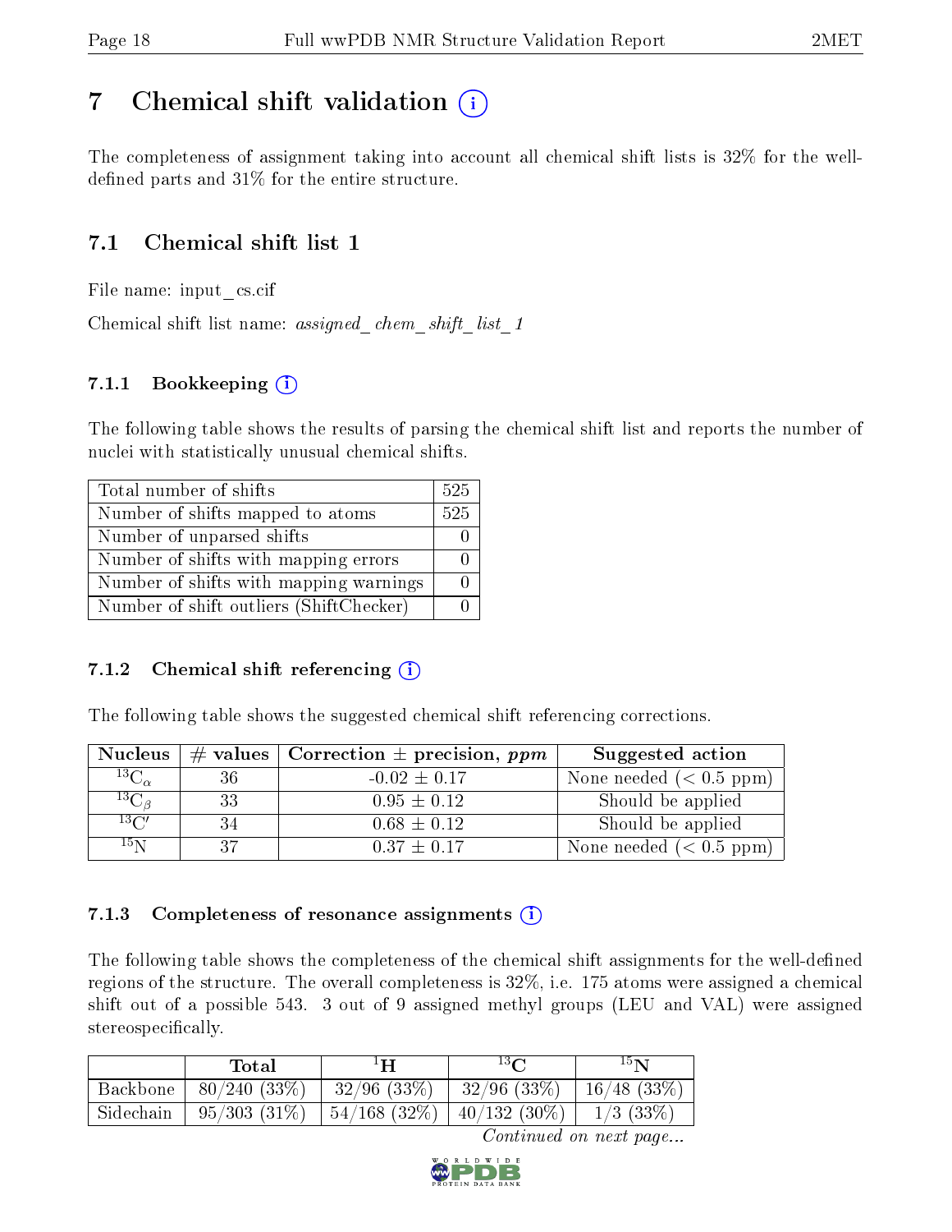# 7 Chemical shift validation (i)

The completeness of assignment taking into account all chemical shift lists is 32% for the well-defined parts and 31% for the entire structure.

## 7.1 Chemical shift list 1

File name: input_cs.cif

Chemical shift list name: *assigned_chem_shift_list_1*

### 7.1.1 Bookkeeping (i)

The following table shows the results of parsing the chemical shift list and reports the number of nuclei with statistically unusual chemical shifts.

| | |
|---|---|
| Total number of shifts | 525 |
| Number of shifts mapped to atoms | 525 |
| Number of unparsed shifts | 0 |
| Number of shifts with mapping errors | 0 |
| Number of shifts with mapping warnings | 0 |
| Number of shift outliers (ShiftChecker) | 0 |

### 7.1.2 Chemical shift referencing (i)

The following table shows the suggested chemical shift referencing corrections.

| Nucleus | # values | Correction ± precision, *ppm* | Suggested action |
|---|---|---|---|
| $^{13}C_{\alpha}$ | 36 | -0.02 ± 0.17 | None needed (< 0.5 ppm) |
| $^{13}C_{\beta}$ | 33 | 0.95 ± 0.12 | Should be applied |
| $^{13}C'$ | 34 | 0.68 ± 0.12 | Should be applied |
| $^{15}N$ | 37 | 0.37 ± 0.17 | None needed (< 0.5 ppm) |

### 7.1.3 Completeness of resonance assignments (i)

The following table shows the completeness of the chemical shift assignments for the well-defined regions of the structure. The overall completeness is 32%, i.e. 175 atoms were assigned a chemical shift out of a possible 543. 3 out of 9 assigned methyl groups (LEU and VAL) were assigned stereospecifically.

| | Total | $^{1}H$ | $^{13}C$ | $^{15}N$ |
|---|---|---|---|---|
| Backbone | 80/240 (33%) | 32/96 (33%) | 32/96 (33%) | 16/48 (33%) |
| Sidechain | 95/303 (31%) | 54/168 (32%) | 40/132 (30%) | 1/3 (33%) |

*Continued on next page...*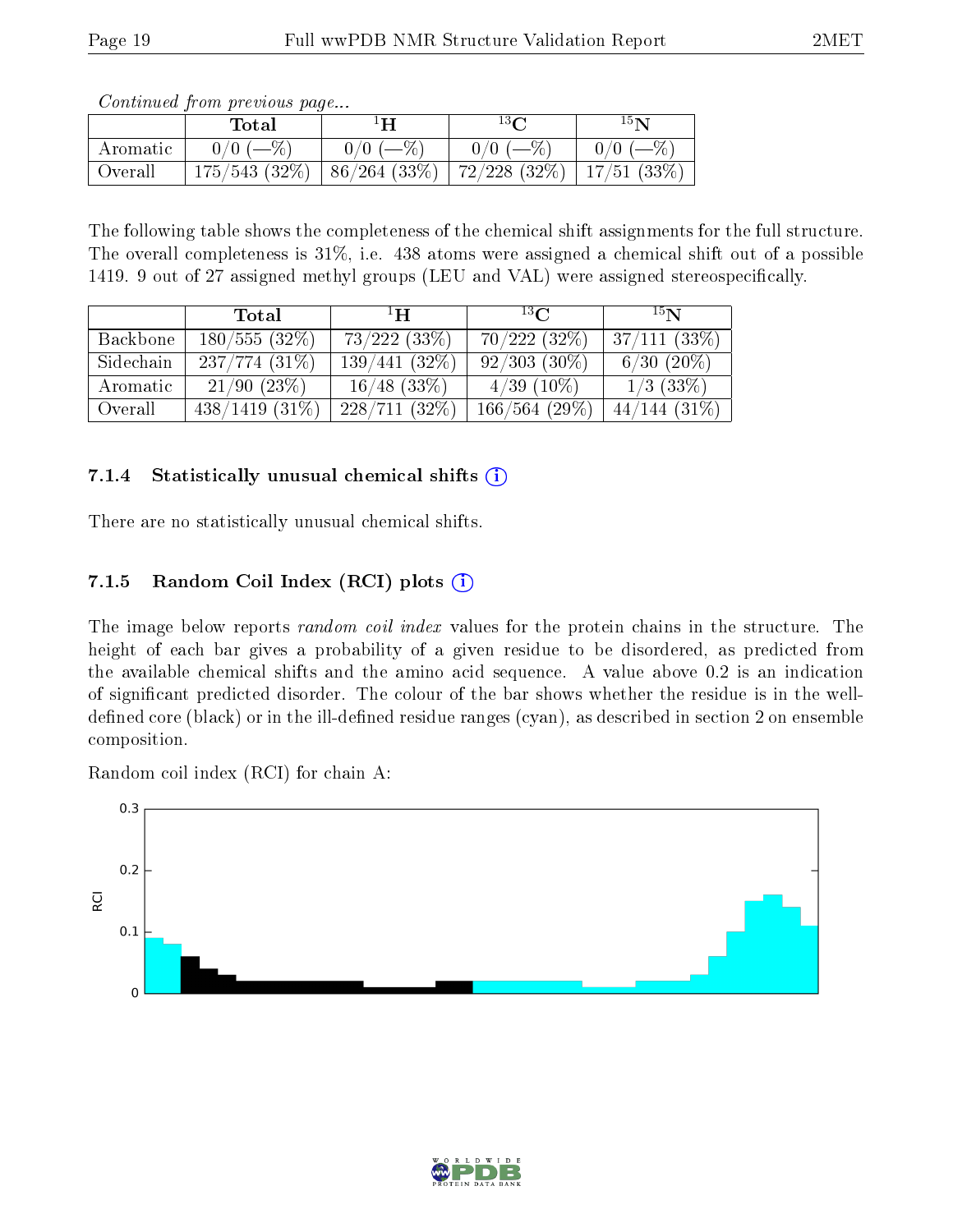*Continued from previous page...*

| | Total | $^{1}$H | $^{13}$C | $^{15}$N |
|---|---|---|---|---|
| Aromatic | 0/0 (—%) | 0/0 (—%) | 0/0 (—%) | 0/0 (—%) |
| Overall | 175/543 (32%) | 86/264 (33%) | 72/228 (32%) | 17/51 (33%) |

The following table shows the completeness of the chemical shift assignments for the full structure. The overall completeness is 31%, i.e. 438 atoms were assigned a chemical shift out of a possible 1419. 9 out of 27 assigned methyl groups (LEU and VAL) were assigned stereospecifically.

| | Total | $^{1}$H | $^{13}$C | $^{15}$N |
|---|---|---|---|---|
| Backbone | 180/555 (32%) | 73/222 (33%) | 70/222 (32%) | 37/111 (33%) |
| Sidechain | 237/774 (31%) | 139/441 (32%) | 92/303 (30%) | 6/30 (20%) |
| Aromatic | 21/90 (23%) | 16/48 (33%) | 4/39 (10%) | 1/3 (33%) |
| Overall | 438/1419 (31%) | 228/711 (32%) | 166/564 (29%) | 44/144 (31%) |

### 7.1.4 Statistically unusual chemical shifts

There are no statistically unusual chemical shifts.

### 7.1.5 Random Coil Index (RCI) plots

The image below reports *random coil index* values for the protein chains in the structure. The height of each bar gives a probability of a given residue to be disordered, as predicted from the available chemical shifts and the amino acid sequence. A value above 0.2 is an indication of significant predicted disorder. The colour of the bar shows whether the residue is in the well-defined core (black) or in the ill-defined residue ranges (cyan), as described in section 2 on ensemble composition.

Random coil index (RCI) for chain A:

0.3
0.2
0.1
0
RCI